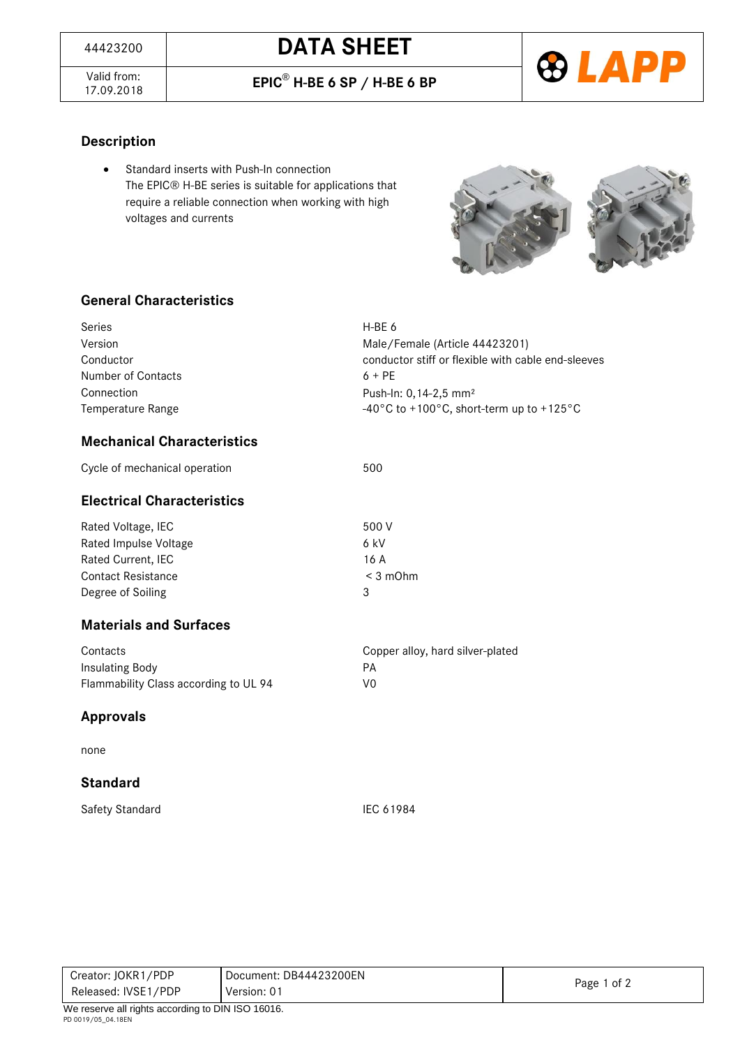| 44423200 | DATA SHEET |
|---|---|
| Valid from: 17.09.2018 | EPIC® H-BE 6 SP / H-BE 6 BP |

LAPP

## Description

- Standard inserts with Push-In connection
  The EPIC® H-BE series is suitable for applications that require a reliable connection when working with high voltages and currents

## General Characteristics

| | |
|---|---|
| Series | H-BE 6 |
| Version | Male/Female (Article 44423201) |
| Conductor | conductor stiff or flexible with cable end-sleeves |
| Number of Contacts | 6 + PE |
| Connection | Push-In: 0,14-2,5 mm² |
| Temperature Range | -40°C to +100°C, short-term up to +125°C |

## Mechanical Characteristics

| | |
|---|---|
| Cycle of mechanical operation | 500 |

## Electrical Characteristics

| | |
|---|---|
| Rated Voltage, IEC | 500 V |
| Rated Impulse Voltage | 6 kV |
| Rated Current, IEC | 16 A |
| Contact Resistance | < 3 mOhm |
| Degree of Soiling | 3 |

## Materials and Surfaces

| | |
|---|---|
| Contacts | Copper alloy, hard silver-plated |
| Insulating Body | PA |
| Flammability Class according to UL 94 | V0 |

## Approvals

none

## Standard

| | |
|---|---|
| Safety Standard | IEC 61984 |

| Creator: JOKR1/PDP | Document: DB44423200EN |
|---|---|
| Released: IVSE1/PDP | Version: 01 |

We reserve all rights according to DIN ISO 16016.

PD 0019/05_04.18EN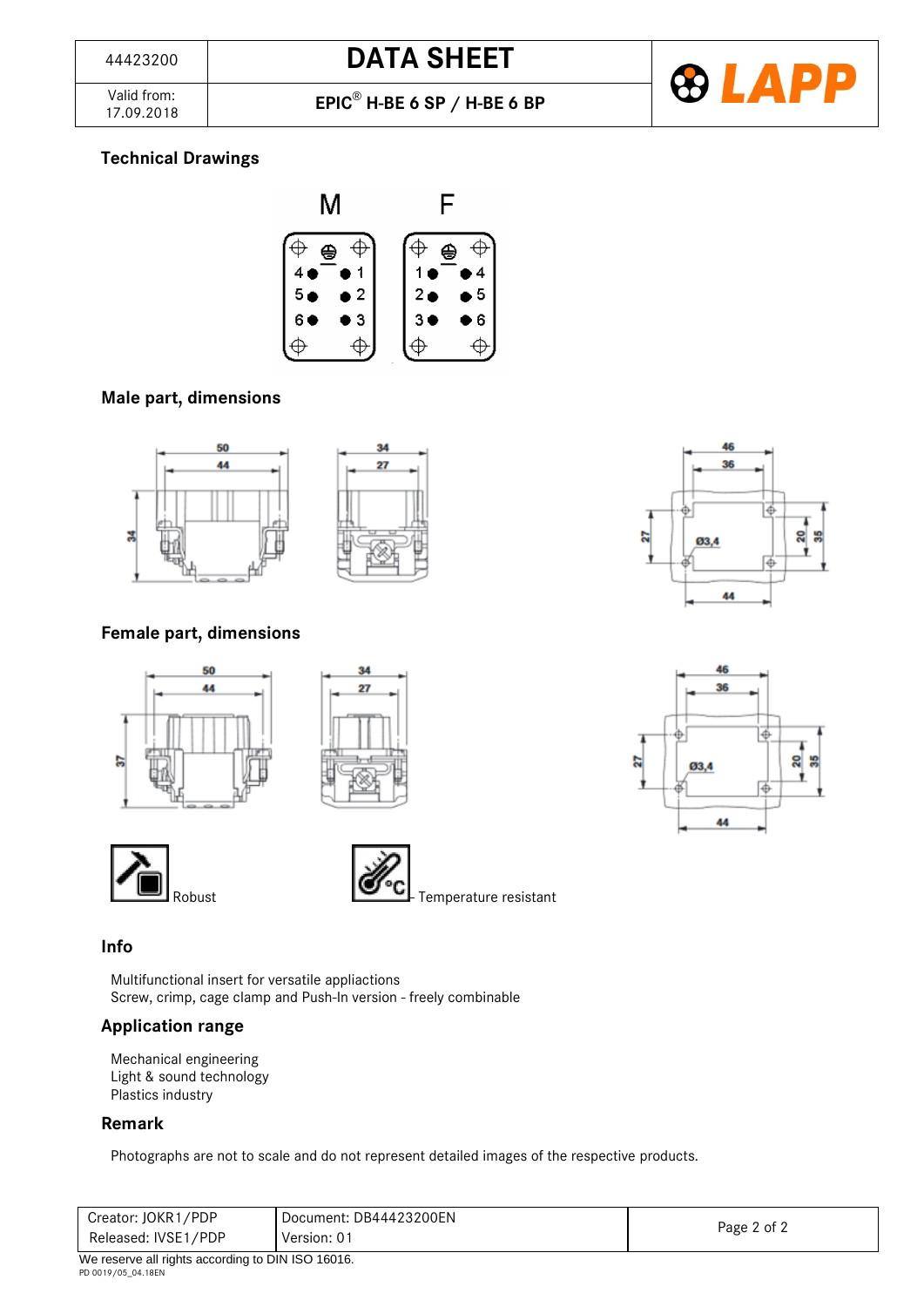## Technical Drawings

M

F

## Male part, dimensions

50
44
34
34
27
46
36
27
Ø3,4
20
35
44

## Female part, dimensions

50
44
37
34
27
46
36
27
Ø3,4
20
35
44

Robust

Temperature resistant

## Info

Multifunctional insert for versatile appliactions
Screw, crimp, cage clamp and Push-In version - freely combinable

## Application range

Mechanical engineering
Light & sound technology
Plastics industry

## Remark

Photographs are not to scale and do not represent detailed images of the respective products.